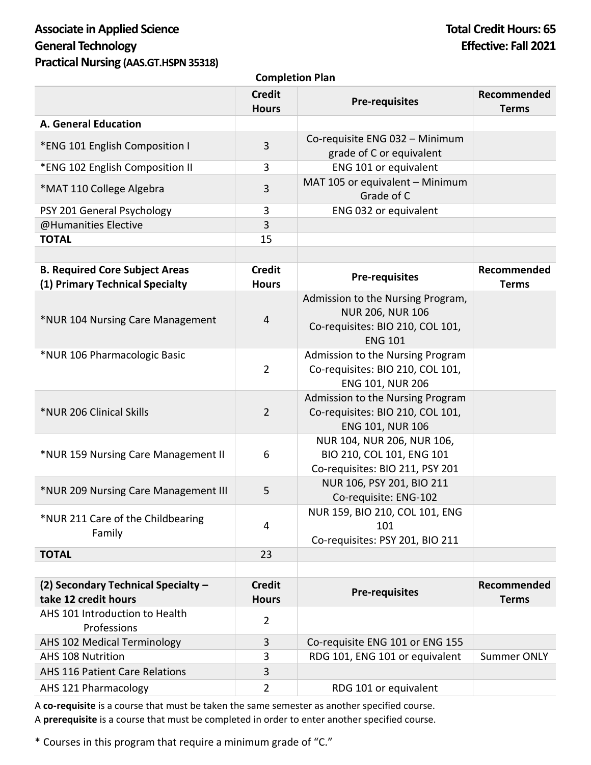**Associate in Applied Science**
**General Technology**
**Practical Nursing (AAS.GT.HSPN 35318)**

**Total Credit Hours: 65**
**Effective: Fall 2021**

**Completion Plan**

| | Credit Hours | Pre-requisites | Recommended Terms |
|---|---|---|---|
| **A. General Education** | | | |
| *ENG 101 English Composition I | 3 | Co-requisite ENG 032 – Minimum grade of C or equivalent | |
| *ENG 102 English Composition II | 3 | ENG 101 or equivalent | |
| *MAT 110 College Algebra | 3 | MAT 105 or equivalent – Minimum Grade of C | |
| PSY 201 General Psychology | 3 | ENG 032 or equivalent | |
| @Humanities Elective | 3 | | |
| **TOTAL** | 15 | | |

| **B. Required Core Subject Areas (1) Primary Technical Specialty** | Credit Hours | Pre-requisites | Recommended Terms |
|---|---|---|---|
| *NUR 104 Nursing Care Management | 4 | Admission to the Nursing Program, NUR 206, NUR 106 Co-requisites: BIO 210, COL 101, ENG 101 | |
| *NUR 106 Pharmacologic Basic | 2 | Admission to the Nursing Program Co-requisites: BIO 210, COL 101, ENG 101, NUR 206 | |
| *NUR 206 Clinical Skills | 2 | Admission to the Nursing Program Co-requisites: BIO 210, COL 101, ENG 101, NUR 106 | |
| *NUR 159 Nursing Care Management II | 6 | NUR 104, NUR 206, NUR 106, BIO 210, COL 101, ENG 101 Co-requisites: BIO 211, PSY 201 | |
| *NUR 209 Nursing Care Management III | 5 | NUR 106, PSY 201, BIO 211 Co-requisite: ENG-102 | |
| *NUR 211 Care of the Childbearing Family | 4 | NUR 159, BIO 210, COL 101, ENG 101 Co-requisites: PSY 201, BIO 211 | |
| **TOTAL** | 23 | | |

| **(2) Secondary Technical Specialty – take 12 credit hours** | Credit Hours | Pre-requisites | Recommended Terms |
|---|---|---|---|
| AHS 101 Introduction to Health Professions | 2 | | |
| AHS 102 Medical Terminology | 3 | Co-requisite ENG 101 or ENG 155 | |
| AHS 108 Nutrition | 3 | RDG 101, ENG 101 or equivalent | Summer ONLY |
| AHS 116 Patient Care Relations | 3 | | |
| AHS 121 Pharmacology | 2 | RDG 101 or equivalent | |

A **co-requisite** is a course that must be taken the same semester as another specified course.
A **prerequisite** is a course that must be completed in order to enter another specified course.

* Courses in this program that require a minimum grade of "C."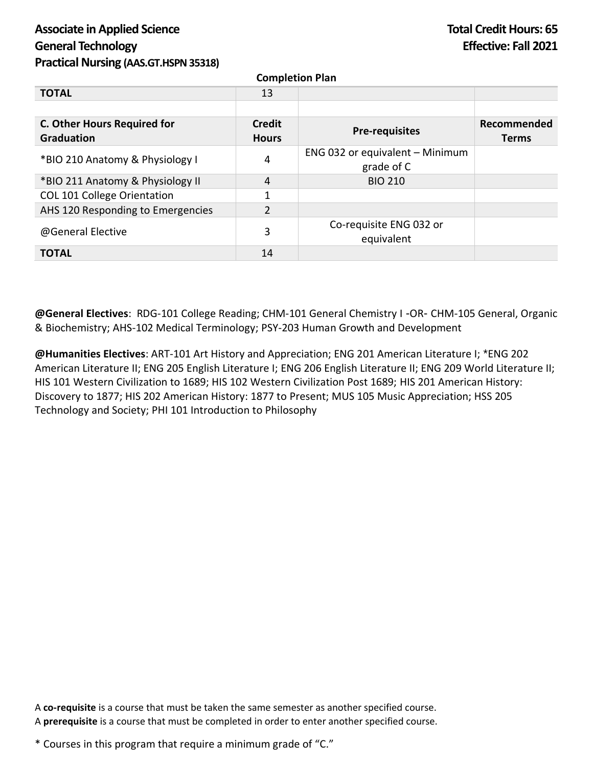**Associate in Applied Science**
**General Technology**
**Practical Nursing (AAS.GT.HSPN 35318)**

**Total Credit Hours: 65**
**Effective: Fall 2021**

**Completion Plan**

| | | | |
|---|---|---|---|
| **TOTAL** | 13 | | |
| | | | |
| **C. Other Hours Required for Graduation** | **Credit Hours** | **Pre-requisites** | **Recommended Terms** |
| *BIO 210 Anatomy & Physiology I | 4 | ENG 032 or equivalent – Minimum grade of C | |
| *BIO 211 Anatomy & Physiology II | 4 | BIO 210 | |
| COL 101 College Orientation | 1 | | |
| AHS 120 Responding to Emergencies | 2 | | |
| @General Elective | 3 | Co-requisite ENG 032 or equivalent | |
| **TOTAL** | 14 | | |

**@General Electives**: RDG-101 College Reading; CHM-101 General Chemistry I -OR- CHM-105 General, Organic & Biochemistry; AHS-102 Medical Terminology; PSY-203 Human Growth and Development

**@Humanities Electives**: ART-101 Art History and Appreciation; ENG 201 American Literature I; *ENG 202 American Literature II; ENG 205 English Literature I; ENG 206 English Literature II; ENG 209 World Literature II; HIS 101 Western Civilization to 1689; HIS 102 Western Civilization Post 1689; HIS 201 American History: Discovery to 1877; HIS 202 American History: 1877 to Present; MUS 105 Music Appreciation; HSS 205 Technology and Society; PHI 101 Introduction to Philosophy

A **co-requisite** is a course that must be taken the same semester as another specified course.
A **prerequisite** is a course that must be completed in order to enter another specified course.

* Courses in this program that require a minimum grade of "C."